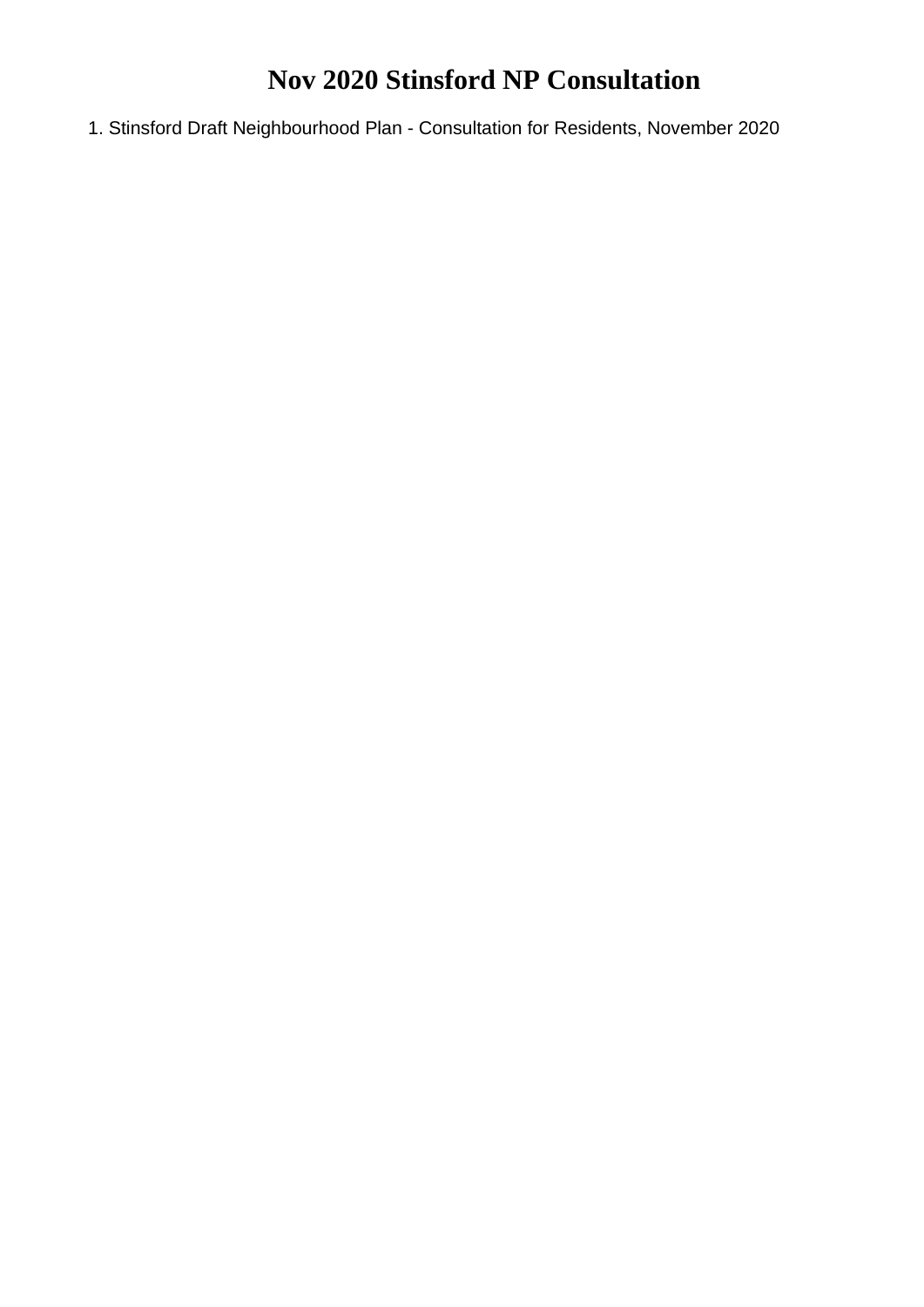# Nov 2020 Stinsford NP Consultation

1. Stinsford Draft Neighbourhood Plan - Consultation for Residents, November 2020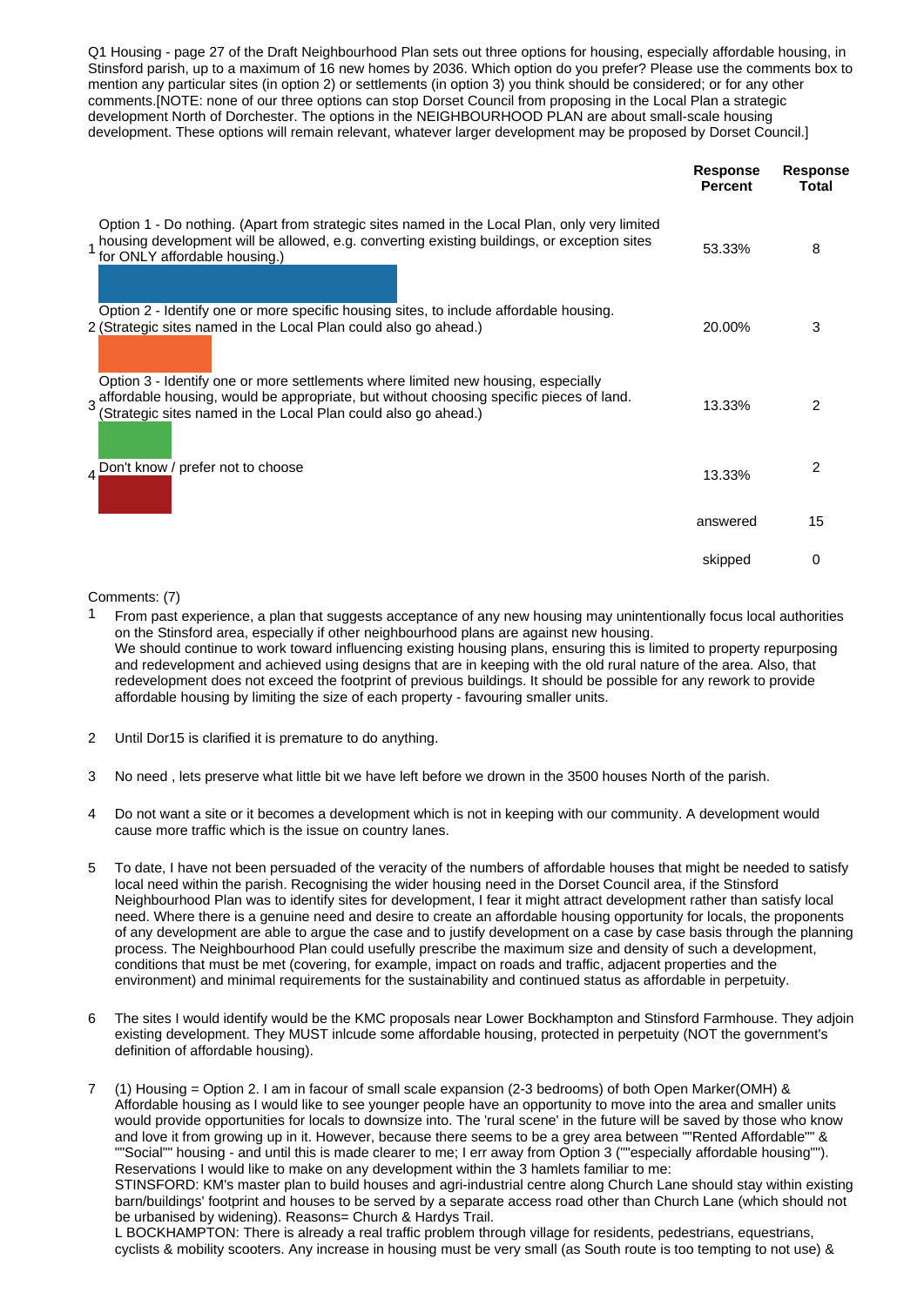Q1 Housing - page 27 of the Draft Neighbourhood Plan sets out three options for housing, especially affordable housing, in Stinsford parish, up to a maximum of 16 new homes by 2036. Which option do you prefer? Please use the comments box to mention any particular sites (in option 2) or settlements (in option 3) you think should be considered; or for any other comments.[NOTE: none of our three options can stop Dorset Council from proposing in the Local Plan a strategic development North of Dorchester. The options in the NEIGHBOURHOOD PLAN are about small-scale housing development. These options will remain relevant, whatever larger development may be proposed by Dorset Council.]

| | | Response Percent | Response Total |
|---|---|---|---|
| 1 | Option 1 - Do nothing. (Apart from strategic sites named in the Local Plan, only very limited housing development will be allowed, e.g. converting existing buildings, or exception sites for ONLY affordable housing.) | 53.33% | 8 |
| 2 | Option 2 - Identify one or more specific housing sites, to include affordable housing. (Strategic sites named in the Local Plan could also go ahead.) | 20.00% | 3 |
| 3 | Option 3 - Identify one or more settlements where limited new housing, especially affordable housing, would be appropriate, but without choosing specific pieces of land. (Strategic sites named in the Local Plan could also go ahead.) | 13.33% | 2 |
| 4 | Don't know / prefer not to choose | 13.33% | 2 |
| | | answered | 15 |
| | | skipped | 0 |

Comments: (7)

1 From past experience, a plan that suggests acceptance of any new housing may unintentionally focus local authorities on the Stinsford area, especially if other neighbourhood plans are against new housing.
We should continue to work toward influencing existing housing plans, ensuring this is limited to property repurposing and redevelopment and achieved using designs that are in keeping with the old rural nature of the area. Also, that redevelopment does not exceed the footprint of previous buildings. It should be possible for any rework to provide affordable housing by limiting the size of each property - favouring smaller units.

2 Until Dor15 is clarified it is premature to do anything.

3 No need , lets preserve what little bit we have left before we drown in the 3500 houses North of the parish.

4 Do not want a site or it becomes a development which is not in keeping with our community. A development would cause more traffic which is the issue on country lanes.

5 To date, I have not been persuaded of the veracity of the numbers of affordable houses that might be needed to satisfy local need within the parish. Recognising the wider housing need in the Dorset Council area, if the Stinsford Neighbourhood Plan was to identify sites for development, I fear it might attract development rather than satisfy local need. Where there is a genuine need and desire to create an affordable housing opportunity for locals, the proponents of any development are able to argue the case and to justify development on a case by case basis through the planning process. The Neighbourhood Plan could usefully prescribe the maximum size and density of such a development, conditions that must be met (covering, for example, impact on roads and traffic, adjacent properties and the environment) and minimal requirements for the sustainability and continued status as affordable in perpetuity.

6 The sites I would identify would be the KMC proposals near Lower Bockhampton and Stinsford Farmhouse. They adjoin existing development. They MUST inlcude some affordable housing, protected in perpetuity (NOT the government's definition of affordable housing).

7 (1) Housing = Option 2. I am in facour of small scale expansion (2-3 bedrooms) of both Open Marker(OMH) & Affordable housing as I would like to see younger people have an opportunity to move into the area and smaller units would provide opportunities for locals to downsize into. The 'rural scene' in the future will be saved by those who know and love it from growing up in it. However, because there seems to be a grey area between ""Rented Affordable"" & ""Social"" housing - and until this is made clearer to me; I err away from Option 3 (""especially affordable housing"").
Reservations I would like to make on any development within the 3 hamlets familiar to me:
STINSFORD: KM's master plan to build houses and agri-industrial centre along Church Lane should stay within existing barn/buildings' footprint and houses to be served by a separate access road other than Church Lane (which should not be urbanised by widening). Reasons= Church & Hardys Trail.
L BOCKHAMPTON: There is already a real traffic problem through village for residents, pedestrians, equestrians, cyclists & mobility scooters. Any increase in housing must be very small (as South route is too tempting to not use) &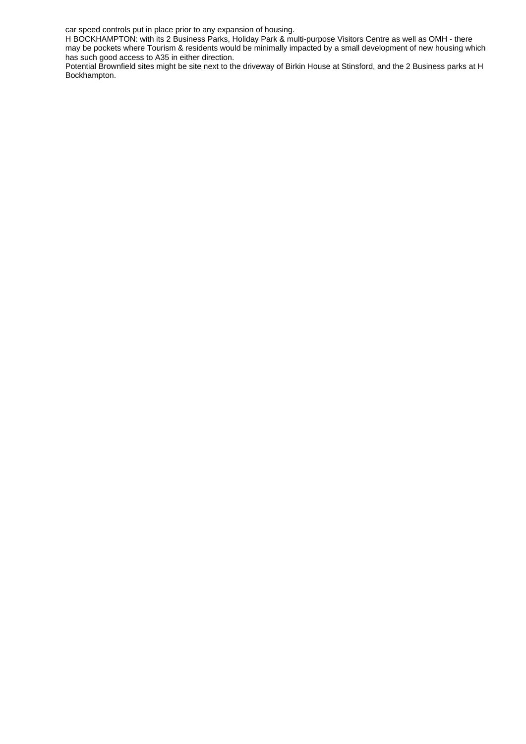car speed controls put in place prior to any expansion of housing.

H BOCKHAMPTON: with its 2 Business Parks, Holiday Park & multi-purpose Visitors Centre as well as OMH - there may be pockets where Tourism & residents would be minimally impacted by a small development of new housing which has such good access to A35 in either direction.

Potential Brownfield sites might be site next to the driveway of Birkin House at Stinsford, and the 2 Business parks at H Bockhampton.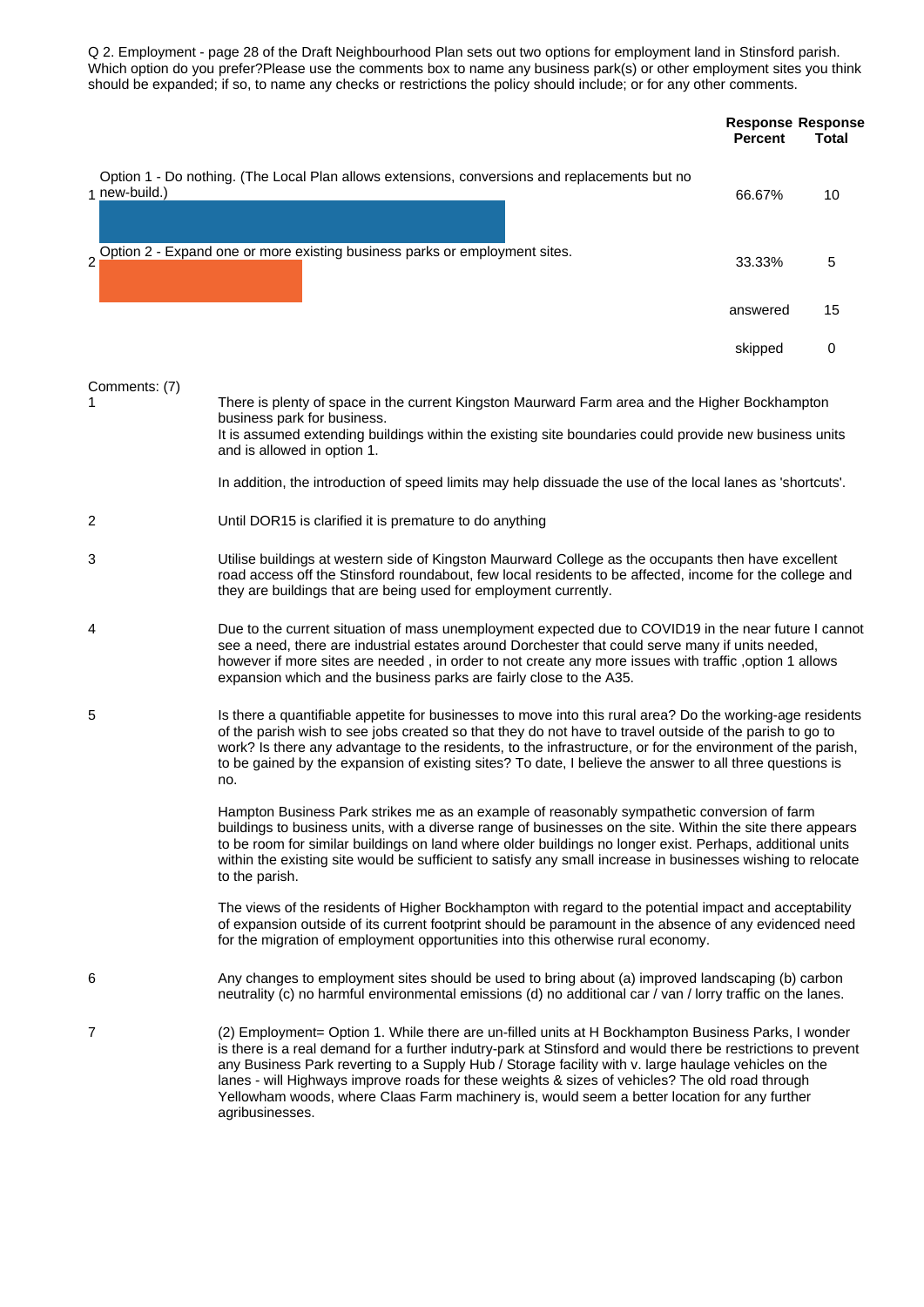Q 2. Employment - page 28 of the Draft Neighbourhood Plan sets out two options for employment land in Stinsford parish. Which option do you prefer?Please use the comments box to name any business park(s) or other employment sites you think should be expanded; if so, to name any checks or restrictions the policy should include; or for any other comments.

| | | Response Percent | Response Total |
|---|---|---|---|
| 1 | Option 1 - Do nothing. (The Local Plan allows extensions, conversions and replacements but no new-build.) | 66.67% | 10 |
| 2 | Option 2 - Expand one or more existing business parks or employment sites. | 33.33% | 5 |
| | | answered | 15 |
| | | skipped | 0 |

Comments: (7)

1. There is plenty of space in the current Kingston Maurward Farm area and the Higher Bockhampton business park for business.
   It is assumed extending buildings within the existing site boundaries could provide new business units and is allowed in option 1.

   In addition, the introduction of speed limits may help dissuade the use of the local lanes as 'shortcuts'.

2. Until DOR15 is clarified it is premature to do anything

3. Utilise buildings at western side of Kingston Maurward College as the occupants then have excellent road access off the Stinsford roundabout, few local residents to be affected, income for the college and they are buildings that are being used for employment currently.

4. Due to the current situation of mass unemployment expected due to COVID19 in the near future I cannot see a need, there are industrial estates around Dorchester that could serve many if units needed, however if more sites are needed , in order to not create any more issues with traffic ,option 1 allows expansion which and the business parks are fairly close to the A35.

5. Is there a quantifiable appetite for businesses to move into this rural area? Do the working-age residents of the parish wish to see jobs created so that they do not have to travel outside of the parish to go to work? Is there any advantage to the residents, to the infrastructure, or for the environment of the parish, to be gained by the expansion of existing sites? To date, I believe the answer to all three questions is no.

   Hampton Business Park strikes me as an example of reasonably sympathetic conversion of farm buildings to business units, with a diverse range of businesses on the site. Within the site there appears to be room for similar buildings on land where older buildings no longer exist. Perhaps, additional units within the existing site would be sufficient to satisfy any small increase in businesses wishing to relocate to the parish.

   The views of the residents of Higher Bockhampton with regard to the potential impact and acceptability of expansion outside of its current footprint should be paramount in the absence of any evidenced need for the migration of employment opportunities into this otherwise rural economy.

6. Any changes to employment sites should be used to bring about (a) improved landscaping (b) carbon neutrality (c) no harmful environmental emissions (d) no additional car / van / lorry traffic on the lanes.

7. (2) Employment= Option 1. While there are un-filled units at H Bockhampton Business Parks, I wonder is there is a real demand for a further indutry-park at Stinsford and would there be restrictions to prevent any Business Park reverting to a Supply Hub / Storage facility with v. large haulage vehicles on the lanes - will Highways improve roads for these weights & sizes of vehicles? The old road through Yellowham woods, where Claas Farm machinery is, would seem a better location for any further agribusinesses.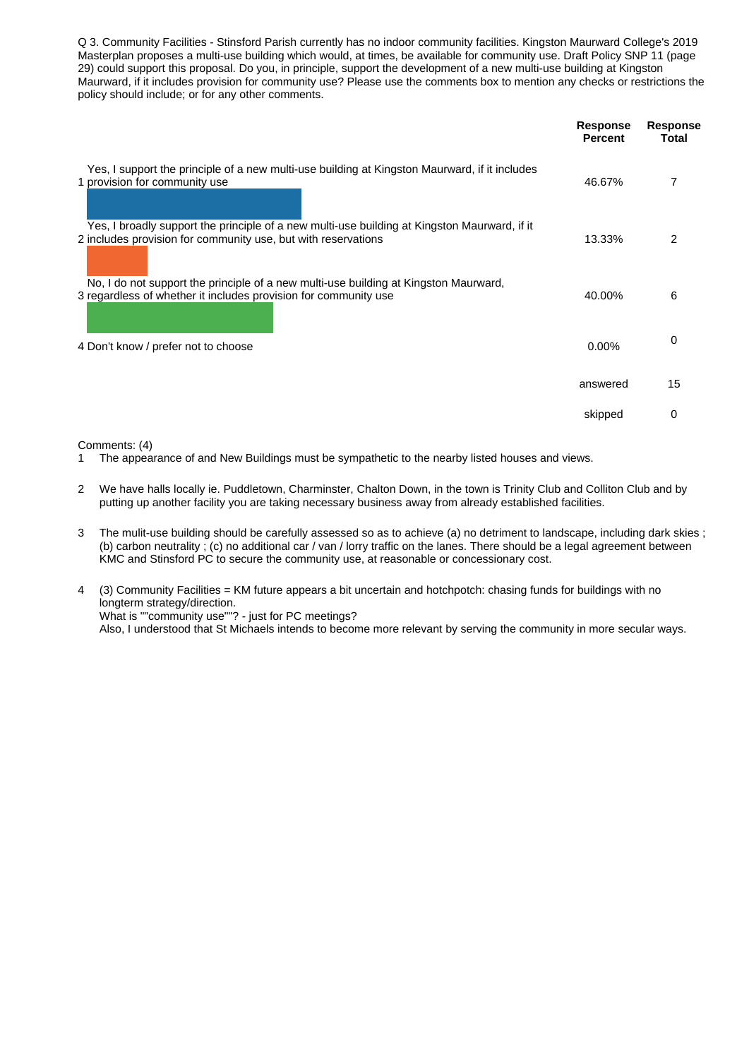Q 3. Community Facilities - Stinsford Parish currently has no indoor community facilities. Kingston Maurward College's 2019 Masterplan proposes a multi-use building which would, at times, be available for community use. Draft Policy SNP 11 (page 29) could support this proposal. Do you, in principle, support the development of a new multi-use building at Kingston Maurward, if it includes provision for community use? Please use the comments box to mention any checks or restrictions the policy should include; or for any other comments.

| | | Response Percent | Response Total |
|---|---|---|---|
| 1 | Yes, I support the principle of a new multi-use building at Kingston Maurward, if it includes provision for community use | 46.67% | 7 |
| 2 | Yes, I broadly support the principle of a new multi-use building at Kingston Maurward, if it includes provision for community use, but with reservations | 13.33% | 2 |
| 3 | No, I do not support the principle of a new multi-use building at Kingston Maurward, regardless of whether it includes provision for community use | 40.00% | 6 |
| 4 | Don't know / prefer not to choose | 0.00% | 0 |
| | | answered | 15 |
| | | skipped | 0 |

Comments: (4)

1. The appearance of and New Buildings must be sympathetic to the nearby listed houses and views.

2. We have halls locally ie. Puddletown, Charminster, Chalton Down, in the town is Trinity Club and Colliton Club and by putting up another facility you are taking necessary business away from already established facilities.

3. The mulit-use building should be carefully assessed so as to achieve (a) no detriment to landscape, including dark skies ; (b) carbon neutrality ; (c) no additional car / van / lorry traffic on the lanes. There should be a legal agreement between KMC and Stinsford PC to secure the community use, at reasonable or concessionary cost.

4. (3) Community Facilities = KM future appears a bit uncertain and hotchpotch: chasing funds for buildings with no longterm strategy/direction.
   What is ""community use""? - just for PC meetings?
   Also, I understood that St Michaels intends to become more relevant by serving the community in more secular ways.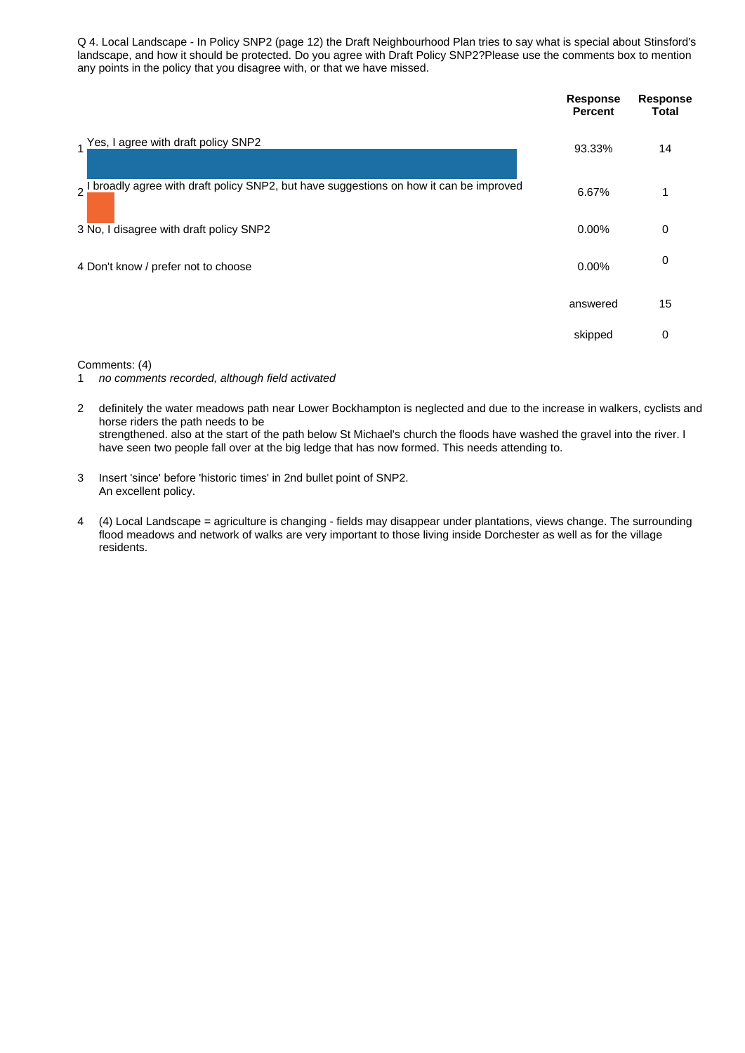Q 4. Local Landscape - In Policy SNP2 (page 12) the Draft Neighbourhood Plan tries to say what is special about Stinsford's landscape, and how it should be protected. Do you agree with Draft Policy SNP2?Please use the comments box to mention any points in the policy that you disagree with, or that we have missed.

| | Response Percent | Response Total |
|---|---|---|
| 1 Yes, I agree with draft policy SNP2 | 93.33% | 14 |
| 2 I broadly agree with draft policy SNP2, but have suggestions on how it can be improved | 6.67% | 1 |
| 3 No, I disagree with draft policy SNP2 | 0.00% | 0 |
| 4 Don't know / prefer not to choose | 0.00% | 0 |
| | answered | 15 |
| | skipped | 0 |

Comments: (4)

1 *no comments recorded, although field activated*

2 definitely the water meadows path near Lower Bockhampton is neglected and due to the increase in walkers, cyclists and horse riders the path needs to be
strengthened. also at the start of the path below St Michael's church the floods have washed the gravel into the river. I have seen two people fall over at the big ledge that has now formed. This needs attending to.

3 Insert 'since' before 'historic times' in 2nd bullet point of SNP2.
An excellent policy.

4 (4) Local Landscape = agriculture is changing - fields may disappear under plantations, views change. The surrounding flood meadows and network of walks are very important to those living inside Dorchester as well as for the village residents.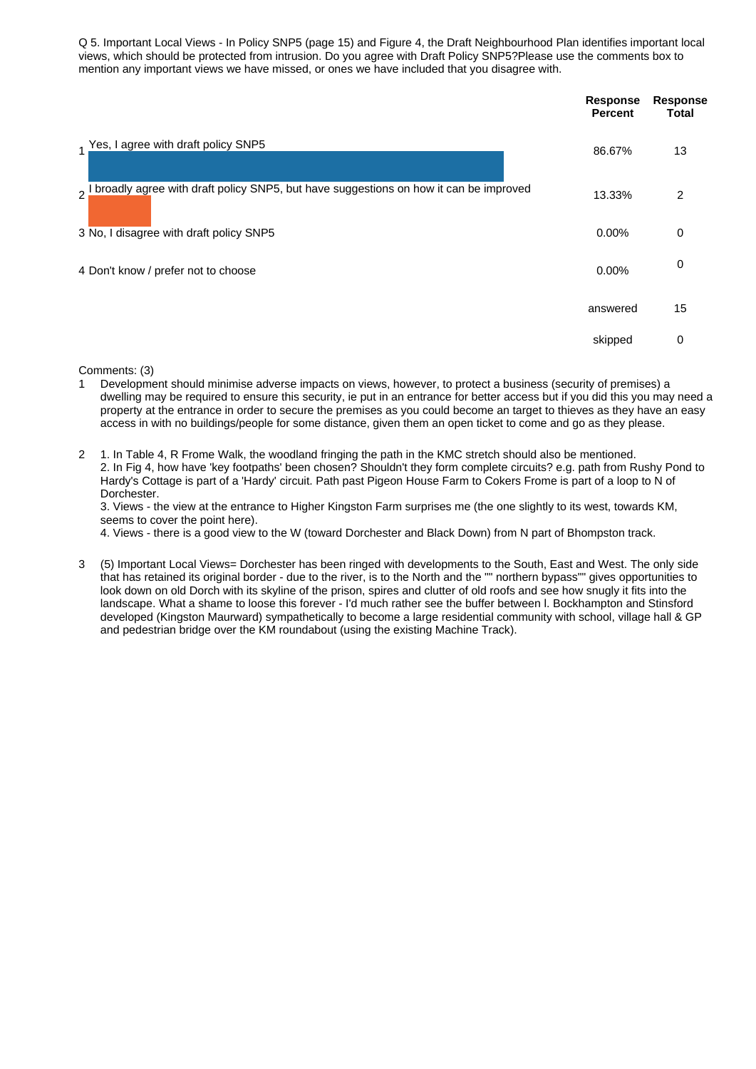Q 5. Important Local Views - In Policy SNP5 (page 15) and Figure 4, the Draft Neighbourhood Plan identifies important local views, which should be protected from intrusion. Do you agree with Draft Policy SNP5?Please use the comments box to mention any important views we have missed, or ones we have included that you disagree with.

| | | Response Percent | Response Total |
|---|---|---|---|
| 1 | Yes, I agree with draft policy SNP5 | 86.67% | 13 |
| 2 | I broadly agree with draft policy SNP5, but have suggestions on how it can be improved | 13.33% | 2 |
| 3 | No, I disagree with draft policy SNP5 | 0.00% | 0 |
| 4 | Don't know / prefer not to choose | 0.00% | 0 |
| | | answered | 15 |
| | | skipped | 0 |

Comments: (3)

1. Development should minimise adverse impacts on views, however, to protect a business (security of premises) a dwelling may be required to ensure this security, ie put in an entrance for better access but if you did this you may need a property at the entrance in order to secure the premises as you could become an target to thieves as they have an easy access in with no buildings/people for some distance, given them an open ticket to come and go as they please.

2. 1. In Table 4, R Frome Walk, the woodland fringing the path in the KMC stretch should also be mentioned.
   2. In Fig 4, how have 'key footpaths' been chosen? Shouldn't they form complete circuits? e.g. path from Rushy Pond to Hardy's Cottage is part of a 'Hardy' circuit. Path past Pigeon House Farm to Cokers Frome is part of a loop to N of Dorchester.
   3. Views - the view at the entrance to Higher Kingston Farm surprises me (the one slightly to its west, towards KM, seems to cover the point here).
   4. Views - there is a good view to the W (toward Dorchester and Black Down) from N part of Bhompston track.

3. (5) Important Local Views= Dorchester has been ringed with developments to the South, East and West. The only side that has retained its original border - due to the river, is to the North and the "" northern bypass"" gives opportunities to look down on old Dorch with its skyline of the prison, spires and clutter of old roofs and see how snugly it fits into the landscape. What a shame to loose this forever - I'd much rather see the buffer between l. Bockhampton and Stinsford developed (Kingston Maurward) sympathetically to become a large residential community with school, village hall & GP and pedestrian bridge over the KM roundabout (using the existing Machine Track).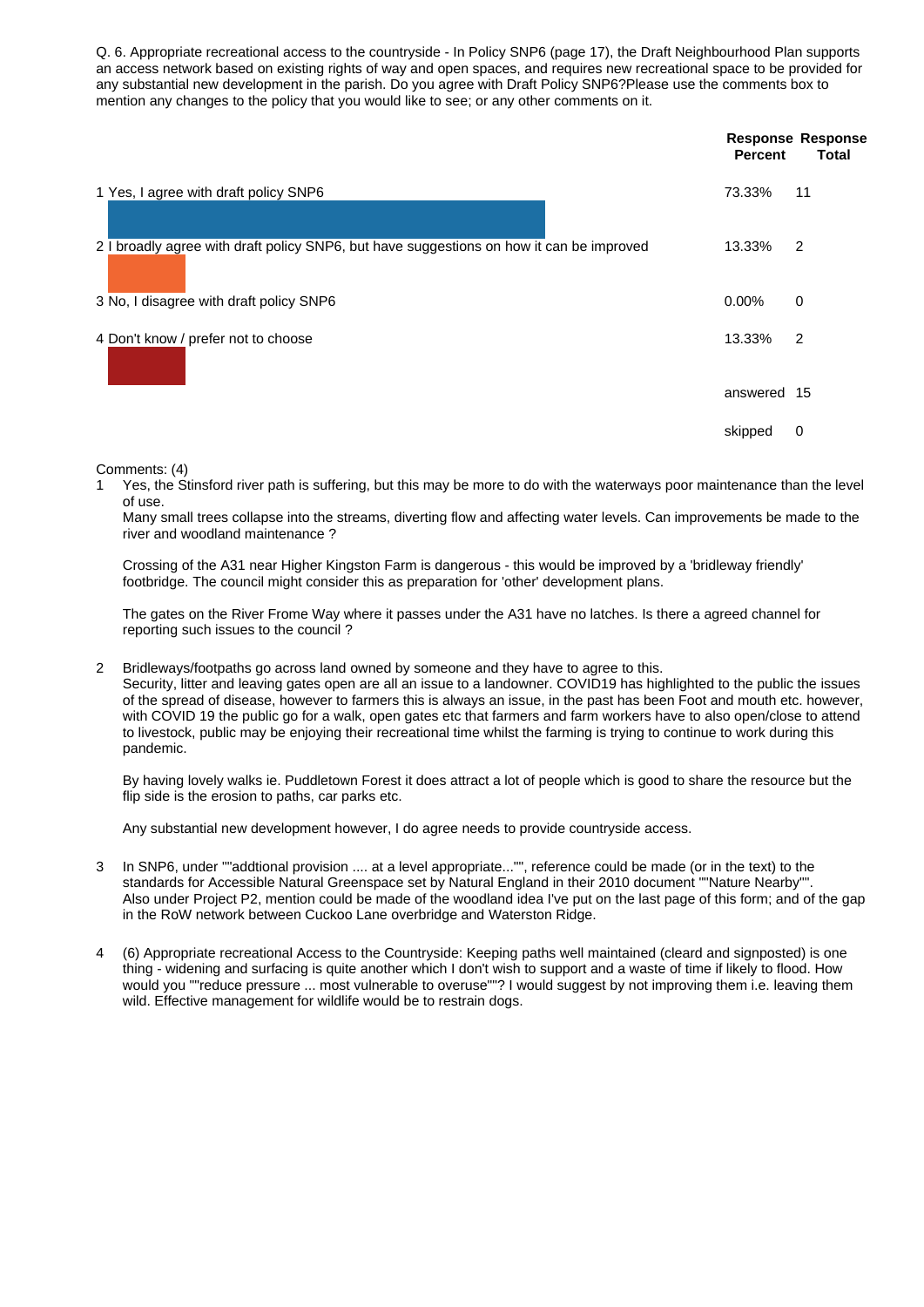Q. 6. Appropriate recreational access to the countryside - In Policy SNP6 (page 17), the Draft Neighbourhood Plan supports an access network based on existing rights of way and open spaces, and requires new recreational space to be provided for any substantial new development in the parish. Do you agree with Draft Policy SNP6?Please use the comments box to mention any changes to the policy that you would like to see; or any other comments on it.

| | Response Percent | Response Total |
|---|---|---|
| 1 Yes, I agree with draft policy SNP6 | 73.33% | 11 |
| 2 I broadly agree with draft policy SNP6, but have suggestions on how it can be improved | 13.33% | 2 |
| 3 No, I disagree with draft policy SNP6 | 0.00% | 0 |
| 4 Don't know / prefer not to choose | 13.33% | 2 |
| | answered | 15 |
| | skipped | 0 |

Comments: (4)

1. Yes, the Stinsford river path is suffering, but this may be more to do with the waterways poor maintenance than the level of use.
   Many small trees collapse into the streams, diverting flow and affecting water levels. Can improvements be made to the river and woodland maintenance ?

   Crossing of the A31 near Higher Kingston Farm is dangerous - this would be improved by a 'bridleway friendly' footbridge. The council might consider this as preparation for 'other' development plans.

   The gates on the River Frome Way where it passes under the A31 have no latches. Is there a agreed channel for reporting such issues to the council ?

2. Bridleways/footpaths go across land owned by someone and they have to agree to this.
   Security, litter and leaving gates open are all an issue to a landowner. COVID19 has highlighted to the public the issues of the spread of disease, however to farmers this is always an issue, in the past has been Foot and mouth etc. however, with COVID 19 the public go for a walk, open gates etc that farmers and farm workers have to also open/close to attend to livestock, public may be enjoying their recreational time whilst the farming is trying to continue to work during this pandemic.

   By having lovely walks ie. Puddletown Forest it does attract a lot of people which is good to share the resource but the flip side is the erosion to paths, car parks etc.

   Any substantial new development however, I do agree needs to provide countryside access.

3. In SNP6, under ""addtional provision .... at a level appropriate..."", reference could be made (or in the text) to the standards for Accessible Natural Greenspace set by Natural England in their 2010 document ""Nature Nearby"". Also under Project P2, mention could be made of the woodland idea I've put on the last page of this form; and of the gap in the RoW network between Cuckoo Lane overbridge and Waterston Ridge.

4. (6) Appropriate recreational Access to the Countryside: Keeping paths well maintained (cleard and signposted) is one thing - widening and surfacing is quite another which I don't wish to support and a waste of time if likely to flood. How would you ""reduce pressure ... most vulnerable to overuse""? I would suggest by not improving them i.e. leaving them wild. Effective management for wildlife would be to restrain dogs.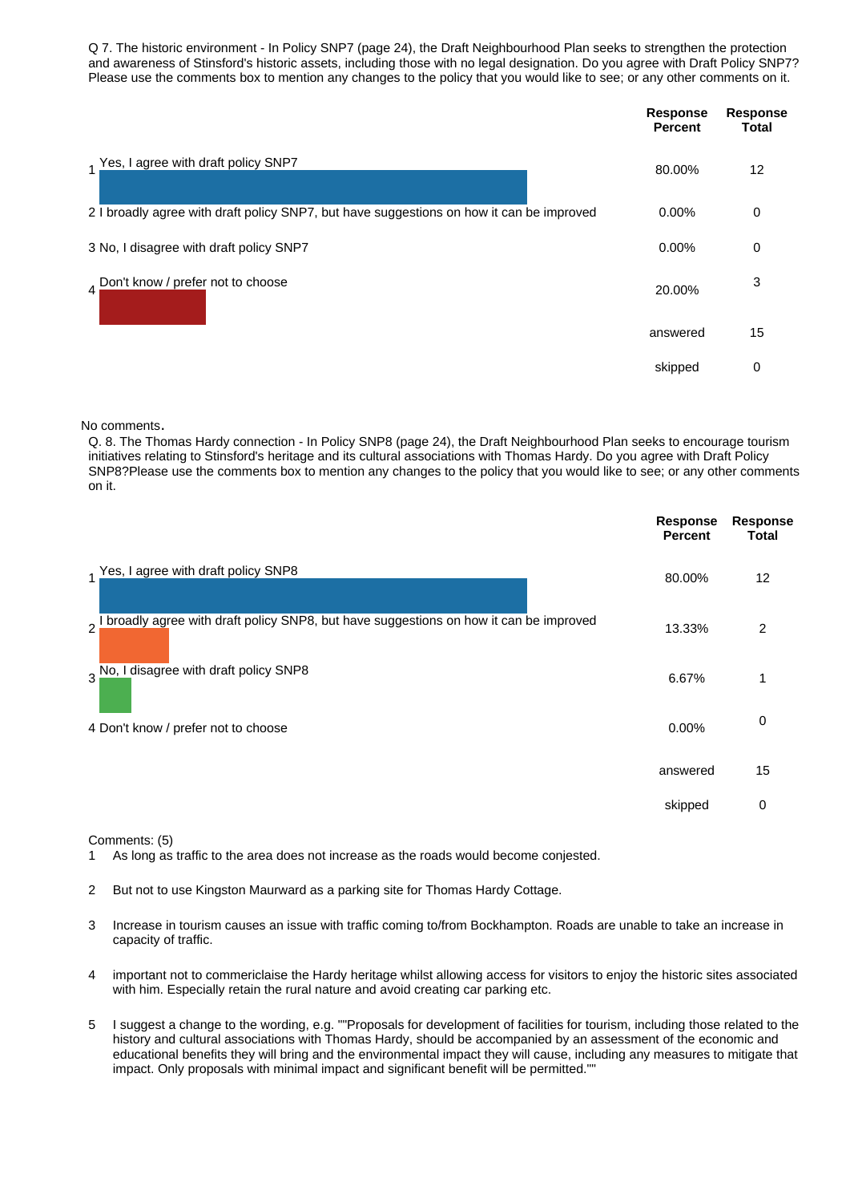Q 7. The historic environment - In Policy SNP7 (page 24), the Draft Neighbourhood Plan seeks to strengthen the protection and awareness of Stinsford's historic assets, including those with no legal designation. Do you agree with Draft Policy SNP7? Please use the comments box to mention any changes to the policy that you would like to see; or any other comments on it.

| | | Response Percent | Response Total |
|---|---|---|---|
| 1 | Yes, I agree with draft policy SNP7 | 80.00% | 12 |
| 2 | I broadly agree with draft policy SNP7, but have suggestions on how it can be improved | 0.00% | 0 |
| 3 | No, I disagree with draft policy SNP7 | 0.00% | 0 |
| 4 | Don't know / prefer not to choose | 20.00% | 3 |
| | | answered | 15 |
| | | skipped | 0 |

No comments.

Q. 8. The Thomas Hardy connection - In Policy SNP8 (page 24), the Draft Neighbourhood Plan seeks to encourage tourism initiatives relating to Stinsford's heritage and its cultural associations with Thomas Hardy. Do you agree with Draft Policy SNP8?Please use the comments box to mention any changes to the policy that you would like to see; or any other comments on it.

| | | Response Percent | Response Total |
|---|---|---|---|
| 1 | Yes, I agree with draft policy SNP8 | 80.00% | 12 |
| 2 | I broadly agree with draft policy SNP8, but have suggestions on how it can be improved | 13.33% | 2 |
| 3 | No, I disagree with draft policy SNP8 | 6.67% | 1 |
| 4 | Don't know / prefer not to choose | 0.00% | 0 |
| | | answered | 15 |
| | | skipped | 0 |

Comments: (5)

1. As long as traffic to the area does not increase as the roads would become conjested.
2. But not to use Kingston Maurward as a parking site for Thomas Hardy Cottage.
3. Increase in tourism causes an issue with traffic coming to/from Bockhampton. Roads are unable to take an increase in capacity of traffic.
4. important not to commericlaise the Hardy heritage whilst allowing access for visitors to enjoy the historic sites associated with him. Especially retain the rural nature and avoid creating car parking etc.
5. I suggest a change to the wording, e.g. ""Proposals for development of facilities for tourism, including those related to the history and cultural associations with Thomas Hardy, should be accompanied by an assessment of the economic and educational benefits they will bring and the environmental impact they will cause, including any measures to mitigate that impact. Only proposals with minimal impact and significant benefit will be permitted.""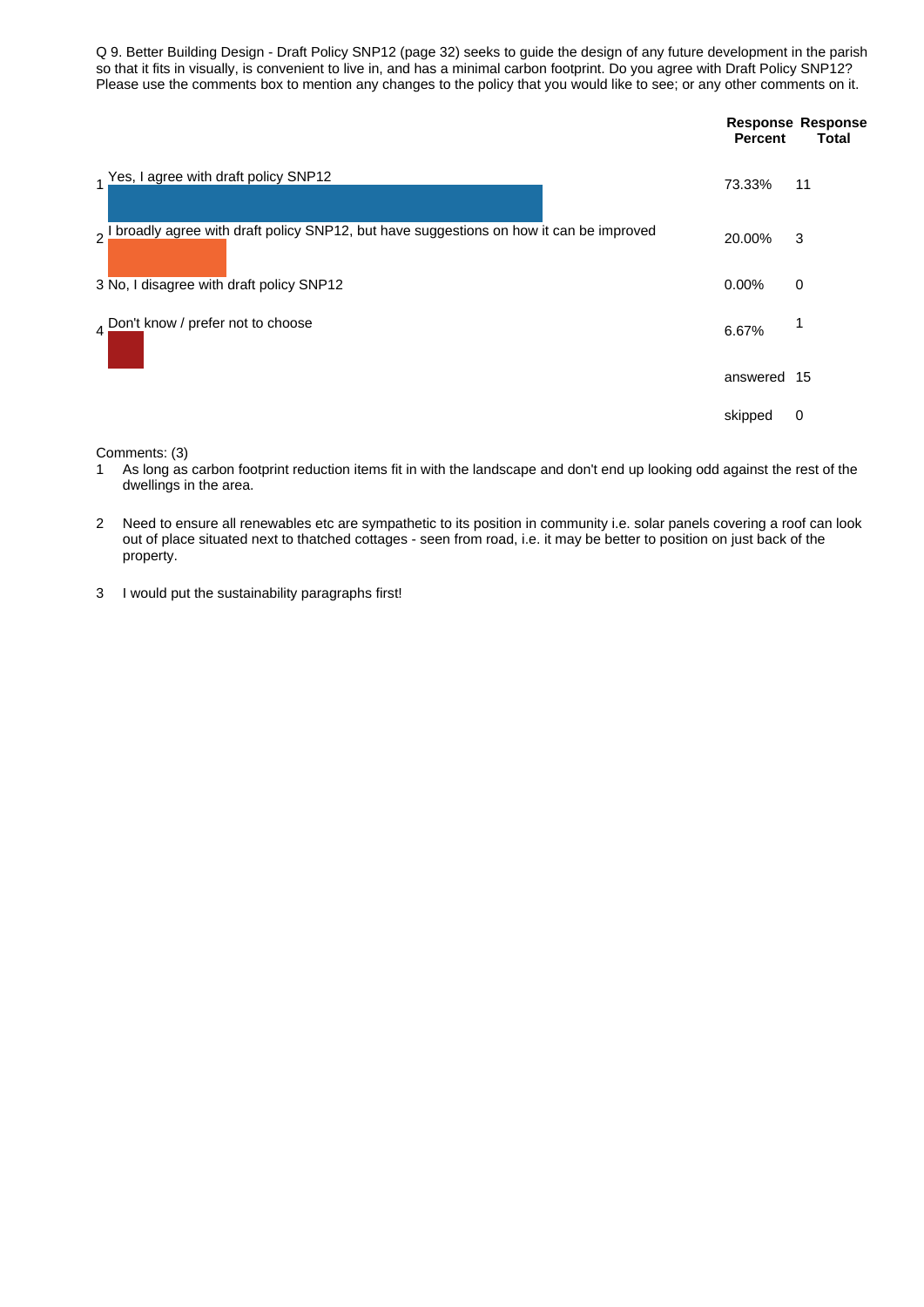Q 9. Better Building Design - Draft Policy SNP12 (page 32) seeks to guide the design of any future development in the parish so that it fits in visually, is convenient to live in, and has a minimal carbon footprint. Do you agree with Draft Policy SNP12? Please use the comments box to mention any changes to the policy that you would like to see; or any other comments on it.

| | | Response Percent | Response Total |
|---|---|---|---|
| 1 | Yes, I agree with draft policy SNP12 | 73.33% | 11 |
| 2 | I broadly agree with draft policy SNP12, but have suggestions on how it can be improved | 20.00% | 3 |
| 3 | No, I disagree with draft policy SNP12 | 0.00% | 0 |
| 4 | Don't know / prefer not to choose | 6.67% | 1 |
| | | answered | 15 |
| | | skipped | 0 |

Comments: (3)

1. As long as carbon footprint reduction items fit in with the landscape and don't end up looking odd against the rest of the dwellings in the area.
2. Need to ensure all renewables etc are sympathetic to its position in community i.e. solar panels covering a roof can look out of place situated next to thatched cottages - seen from road, i.e. it may be better to position on just back of the property.
3. I would put the sustainability paragraphs first!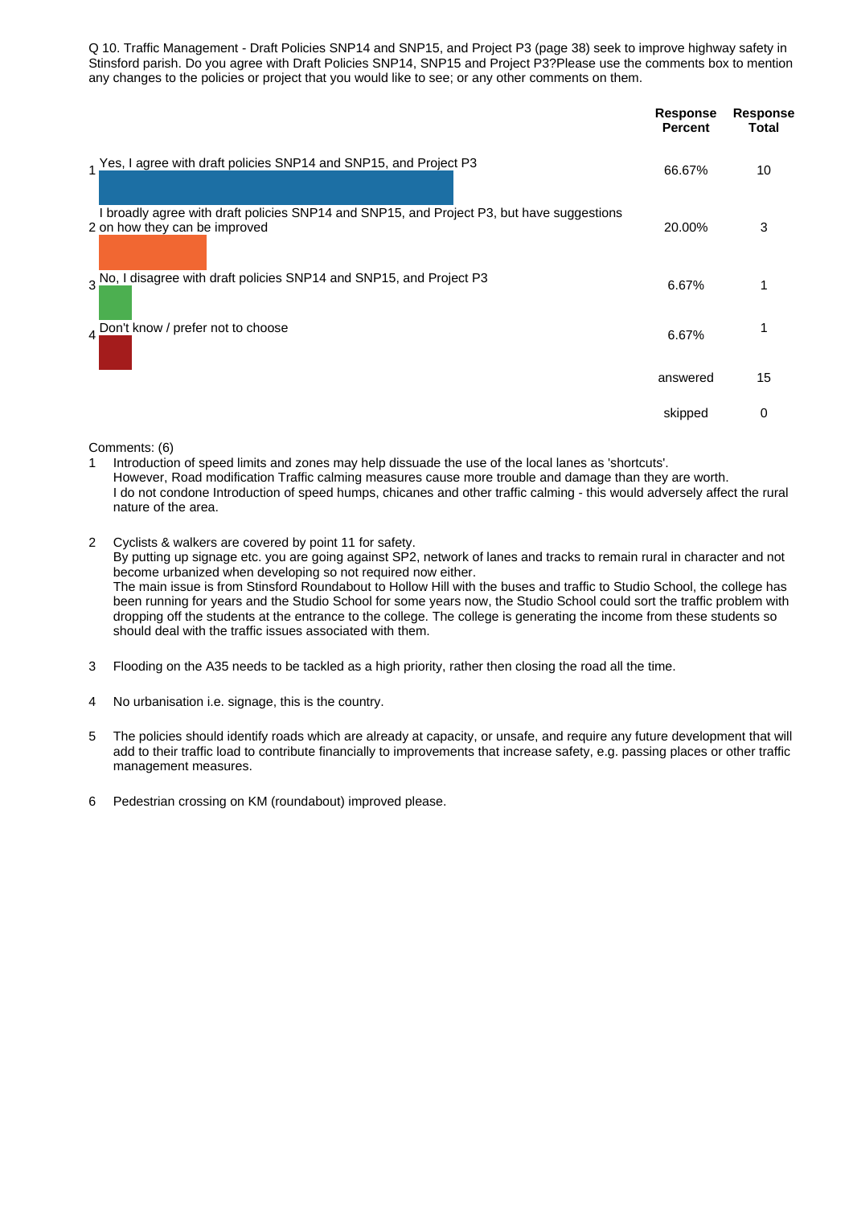Q 10. Traffic Management - Draft Policies SNP14 and SNP15, and Project P3 (page 38) seek to improve highway safety in Stinsford parish. Do you agree with Draft Policies SNP14, SNP15 and Project P3?Please use the comments box to mention any changes to the policies or project that you would like to see; or any other comments on them.

| | | Response Percent | Response Total |
|---|---|---|---|
| 1 | Yes, I agree with draft policies SNP14 and SNP15, and Project P3 | 66.67% | 10 |
| 2 | I broadly agree with draft policies SNP14 and SNP15, and Project P3, but have suggestions on how they can be improved | 20.00% | 3 |
| 3 | No, I disagree with draft policies SNP14 and SNP15, and Project P3 | 6.67% | 1 |
| 4 | Don't know / prefer not to choose | 6.67% | 1 |
| | | answered | 15 |
| | | skipped | 0 |

Comments: (6)

1. Introduction of speed limits and zones may help dissuade the use of the local lanes as 'shortcuts'.
   However, Road modification Traffic calming measures cause more trouble and damage than they are worth.
   I do not condone Introduction of speed humps, chicanes and other traffic calming - this would adversely affect the rural nature of the area.

2. Cyclists & walkers are covered by point 11 for safety.
   By putting up signage etc. you are going against SP2, network of lanes and tracks to remain rural in character and not become urbanized when developing so not required now either.
   The main issue is from Stinsford Roundabout to Hollow Hill with the buses and traffic to Studio School, the college has been running for years and the Studio School for some years now, the Studio School could sort the traffic problem with dropping off the students at the entrance to the college. The college is generating the income from these students so should deal with the traffic issues associated with them.

3. Flooding on the A35 needs to be tackled as a high priority, rather then closing the road all the time.

4. No urbanisation i.e. signage, this is the country.

5. The policies should identify roads which are already at capacity, or unsafe, and require any future development that will add to their traffic load to contribute financially to improvements that increase safety, e.g. passing places or other traffic management measures.

6. Pedestrian crossing on KM (roundabout) improved please.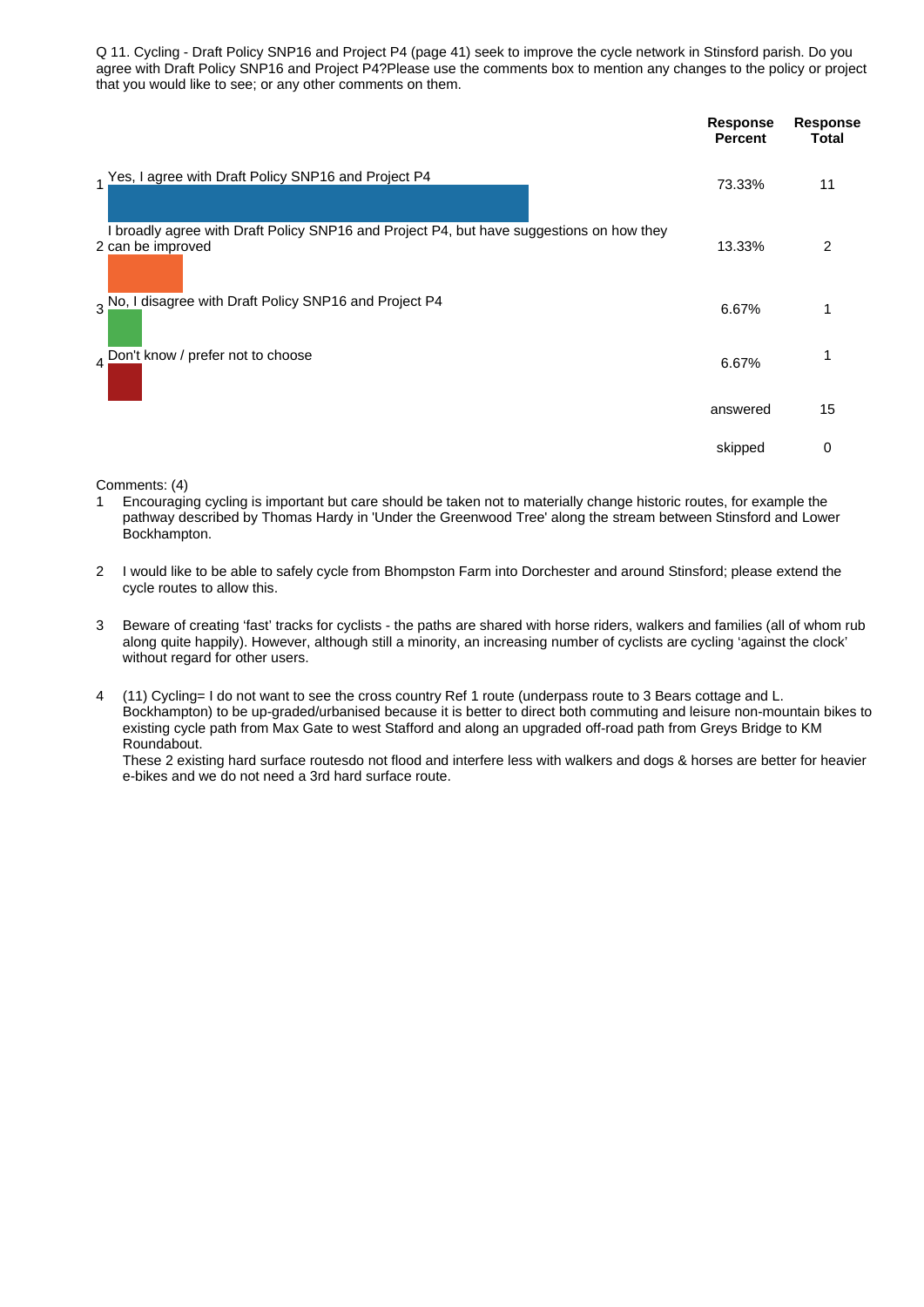Q 11. Cycling - Draft Policy SNP16 and Project P4 (page 41) seek to improve the cycle network in Stinsford parish. Do you agree with Draft Policy SNP16 and Project P4?Please use the comments box to mention any changes to the policy or project that you would like to see; or any other comments on them.

| | | Response Percent | Response Total |
|---|---|---|---|
| 1 | Yes, I agree with Draft Policy SNP16 and Project P4 | 73.33% | 11 |
| 2 | I broadly agree with Draft Policy SNP16 and Project P4, but have suggestions on how they can be improved | 13.33% | 2 |
| 3 | No, I disagree with Draft Policy SNP16 and Project P4 | 6.67% | 1 |
| 4 | Don't know / prefer not to choose | 6.67% | 1 |
| | | answered | 15 |
| | | skipped | 0 |

Comments: (4)

1. Encouraging cycling is important but care should be taken not to materially change historic routes, for example the pathway described by Thomas Hardy in 'Under the Greenwood Tree' along the stream between Stinsford and Lower Bockhampton.

2. I would like to be able to safely cycle from Bhompston Farm into Dorchester and around Stinsford; please extend the cycle routes to allow this.

3. Beware of creating 'fast' tracks for cyclists - the paths are shared with horse riders, walkers and families (all of whom rub along quite happily). However, although still a minority, an increasing number of cyclists are cycling 'against the clock' without regard for other users.

4. (11) Cycling= I do not want to see the cross country Ref 1 route (underpass route to 3 Bears cottage and L. Bockhampton) to be up-graded/urbanised because it is better to direct both commuting and leisure non-mountain bikes to existing cycle path from Max Gate to west Stafford and along an upgraded off-road path from Greys Bridge to KM Roundabout.
   These 2 existing hard surface routesdo not flood and interfere less with walkers and dogs & horses are better for heavier e-bikes and we do not need a 3rd hard surface route.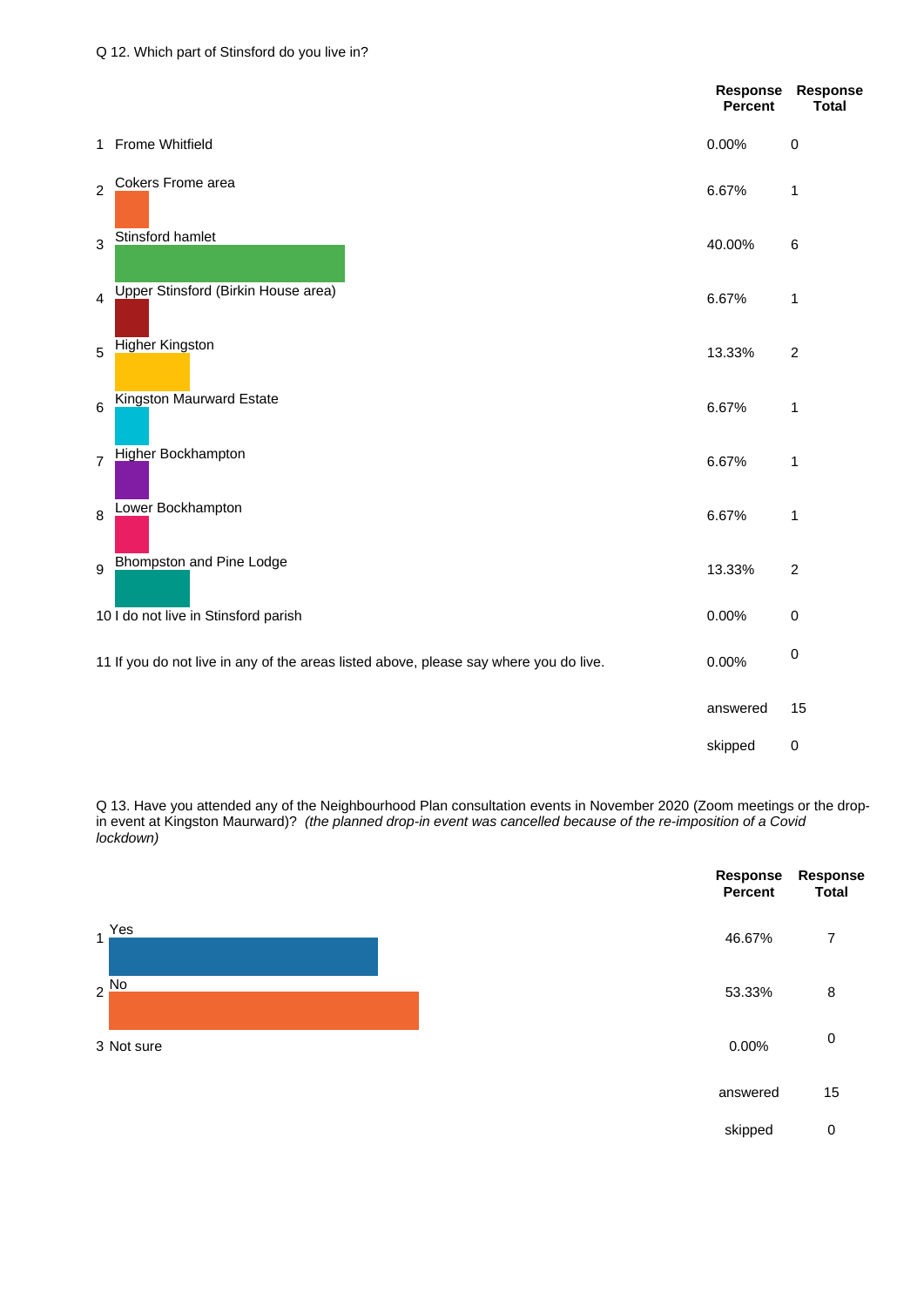Q 12. Which part of Stinsford do you live in?

| | | Response Percent | Response Total |
|---|---|---|---|
| 1 | Frome Whitfield | 0.00% | 0 |
| 2 | Cokers Frome area | 6.67% | 1 |
| 3 | Stinsford hamlet | 40.00% | 6 |
| 4 | Upper Stinsford (Birkin House area) | 6.67% | 1 |
| 5 | Higher Kingston | 13.33% | 2 |
| 6 | Kingston Maurward Estate | 6.67% | 1 |
| 7 | Higher Bockhampton | 6.67% | 1 |
| 8 | Lower Bockhampton | 6.67% | 1 |
| 9 | Bhompston and Pine Lodge | 13.33% | 2 |
| 10 | I do not live in Stinsford parish | 0.00% | 0 |
| 11 | If you do not live in any of the areas listed above, please say where you do live. | 0.00% | 0 |
| | | answered | 15 |
| | | skipped | 0 |

Q 13. Have you attended any of the Neighbourhood Plan consultation events in November 2020 (Zoom meetings or the drop-in event at Kingston Maurward)? *(the planned drop-in event was cancelled because of the re-imposition of a Covid lockdown)*

| | | Response Percent | Response Total |
|---|---|---|---|
| 1 | Yes | 46.67% | 7 |
| 2 | No | 53.33% | 8 |
| 3 | Not sure | 0.00% | 0 |
| | | answered | 15 |
| | | skipped | 0 |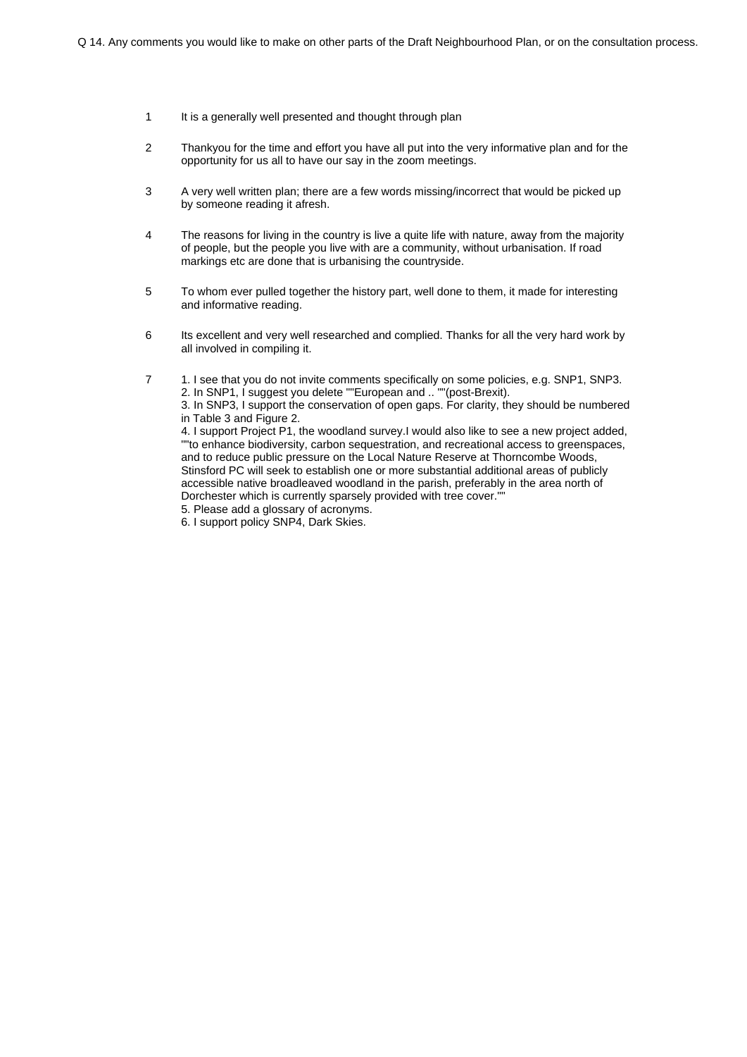Q 14. Any comments you would like to make on other parts of the Draft Neighbourhood Plan, or on the consultation process.

| | |
|---|---|
| 1 | It is a generally well presented and thought through plan |
| 2 | Thankyou for the time and effort you have all put into the very informative plan and for the opportunity for us all to have our say in the zoom meetings. |
| 3 | A very well written plan; there are a few words missing/incorrect that would be picked up by someone reading it afresh. |
| 4 | The reasons for living in the country is live a quite life with nature, away from the majority of people, but the people you live with are a community, without urbanisation. If road markings etc are done that is urbanising the countryside. |
| 5 | To whom ever pulled together the history part, well done to them, it made for interesting and informative reading. |
| 6 | Its excellent and very well researched and complied. Thanks for all the very hard work by all involved in compiling it. |
| 7 | 1. I see that you do not invite comments specifically on some policies, e.g. SNP1, SNP3.<br>2. In SNP1, I suggest you delete ""European and .. ""(post-Brexit).<br>3. In SNP3, I support the conservation of open gaps. For clarity, they should be numbered in Table 3 and Figure 2.<br>4. I support Project P1, the woodland survey.I would also like to see a new project added, ""to enhance biodiversity, carbon sequestration, and recreational access to greenspaces, and to reduce public pressure on the Local Nature Reserve at Thorncombe Woods, Stinsford PC will seek to establish one or more substantial additional areas of publicly accessible native broadleaved woodland in the parish, preferably in the area north of Dorchester which is currently sparsely provided with tree cover.""<br>5. Please add a glossary of acronyms.<br>6. I support policy SNP4, Dark Skies. |